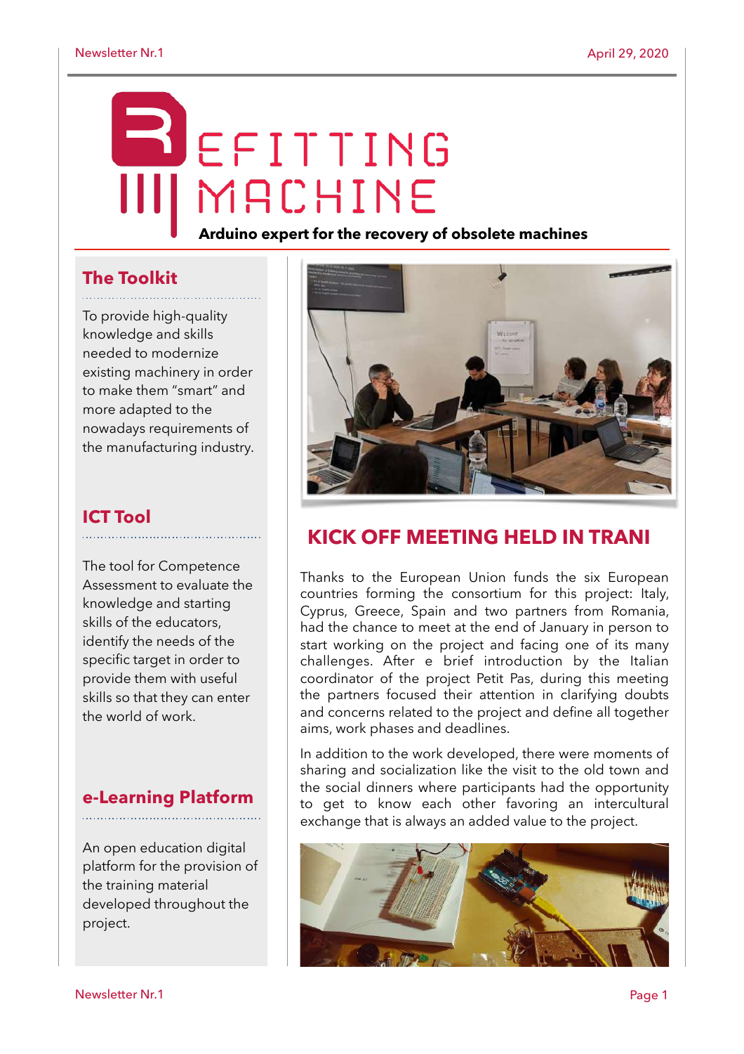# REFITTING MACHINE

**Arduino expert for the recovery of obsolete machines**

## The Toolkit

To provide high-quality knowledge and skills needed to modernize existing machinery in order to make them "smart" and more adapted to the nowadays requirements of the manufacturing industry.

## ICT Tool

The tool for Competence Assessment to evaluate the knowledge and starting skills of the educators, identify the needs of the specific target in order to provide them with useful skills so that they can enter the world of work.

## e-Learning Platform

An open education digital platform for the provision of the training material developed throughout the project.

## KICK OFF MEETING HELD IN TRANI

Thanks to the European Union funds the six European countries forming the consortium for this project: Italy, Cyprus, Greece, Spain and two partners from Romania, had the chance to meet at the end of January in person to start working on the project and facing one of its many challenges. After e brief introduction by the Italian coordinator of the project Petit Pas, during this meeting the partners focused their attention in clarifying doubts and concerns related to the project and define all together aims, work phases and deadlines.

In addition to the work developed, there were moments of sharing and socialization like the visit to the old town and the social dinners where participants had the opportunity to get to know each other favoring an intercultural exchange that is always an added value to the project.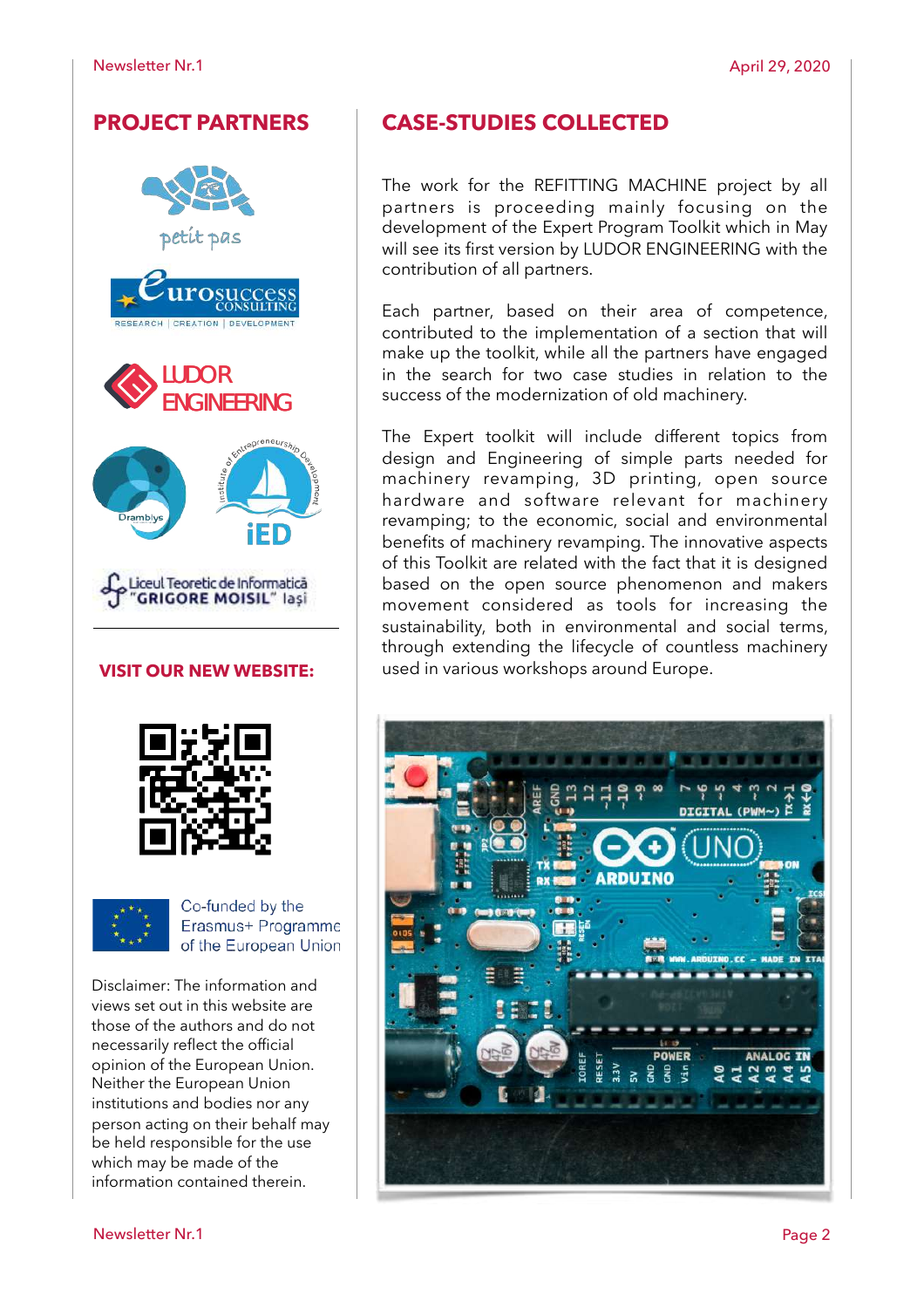## PROJECT PARTNERS

petit pas

Eurosuccess Consulting — RESEARCH | CREATION | DEVELOPMENT

LUDOR ENGINEERING

Dramblys

Institute of Entrepreneurship Development — iED

Liceul Teoretic de Informatică "GRIGORE MOISIL" Iași

**VISIT OUR NEW WEBSITE:**

Co-funded by the Erasmus+ Programme of the European Union

Disclaimer: The information and views set out in this website are those of the authors and do not necessarily reflect the official opinion of the European Union. Neither the European Union institutions and bodies nor any person acting on their behalf may be held responsible for the use which may be made of the information contained therein.

## CASE-STUDIES COLLECTED

The work for the REFITTING MACHINE project by all partners is proceeding mainly focusing on the development of the Expert Program Toolkit which in May will see its first version by LUDOR ENGINEERING with the contribution of all partners.

Each partner, based on their area of competence, contributed to the implementation of a section that will make up the toolkit, while all the partners have engaged in the search for two case studies in relation to the success of the modernization of old machinery.

The Expert toolkit will include different topics from design and Engineering of simple parts needed for machinery revamping, 3D printing, open source hardware and software relevant for machinery revamping; to the economic, social and environmental benefits of machinery revamping. The innovative aspects of this Toolkit are related with the fact that it is designed based on the open source phenomenon and makers movement considered as tools for increasing the sustainability, both in environmental and social terms, through extending the lifecycle of countless machinery used in various workshops around Europe.